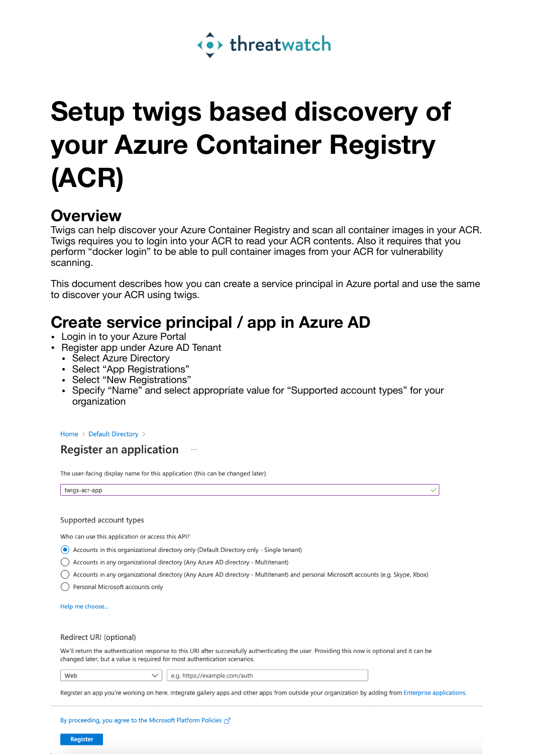threatwatch

# Setup twigs based discovery of your Azure Container Registry (ACR)

## Overview

Twigs can help discover your Azure Container Registry and scan all container images in your ACR. Twigs requires you to login into your ACR to read your ACR contents. Also it requires that you perform “docker login” to be able to pull container images from your ACR for vulnerability scanning.

This document describes how you can create a service principal in Azure portal and use the same to discover your ACR using twigs.

## Create service principal / app in Azure AD

- Login in to your Azure Portal
- Register app under Azure AD Tenant
  - Select Azure Directory
  - Select “App Registrations”
  - Select “New Registrations”
  - Specify “Name” and select appropriate value for “Supported account types” for your organization

Home > Default Directory >

### Register an application ...

The user-facing display name for this application (this can be changed later).

twigs-acr-app

Supported account types

Who can use this application or access this API?

- (selected) Accounts in this organizational directory only (Default Directory only - Single tenant)
- Accounts in any organizational directory (Any Azure AD directory - Multitenant)
- Accounts in any organizational directory (Any Azure AD directory - Multitenant) and personal Microsoft accounts (e.g. Skype, Xbox)
- Personal Microsoft accounts only

Help me choose...

Redirect URI (optional)

We'll return the authentication response to this URI after successfully authenticating the user. Providing this now is optional and it can be changed later, but a value is required for most authentication scenarios.

Web | e.g. https://example.com/auth

Register an app you're working on here. Integrate gallery apps and other apps from outside your organization by adding from Enterprise applications.

By proceeding, you agree to the Microsoft Platform Policies

Register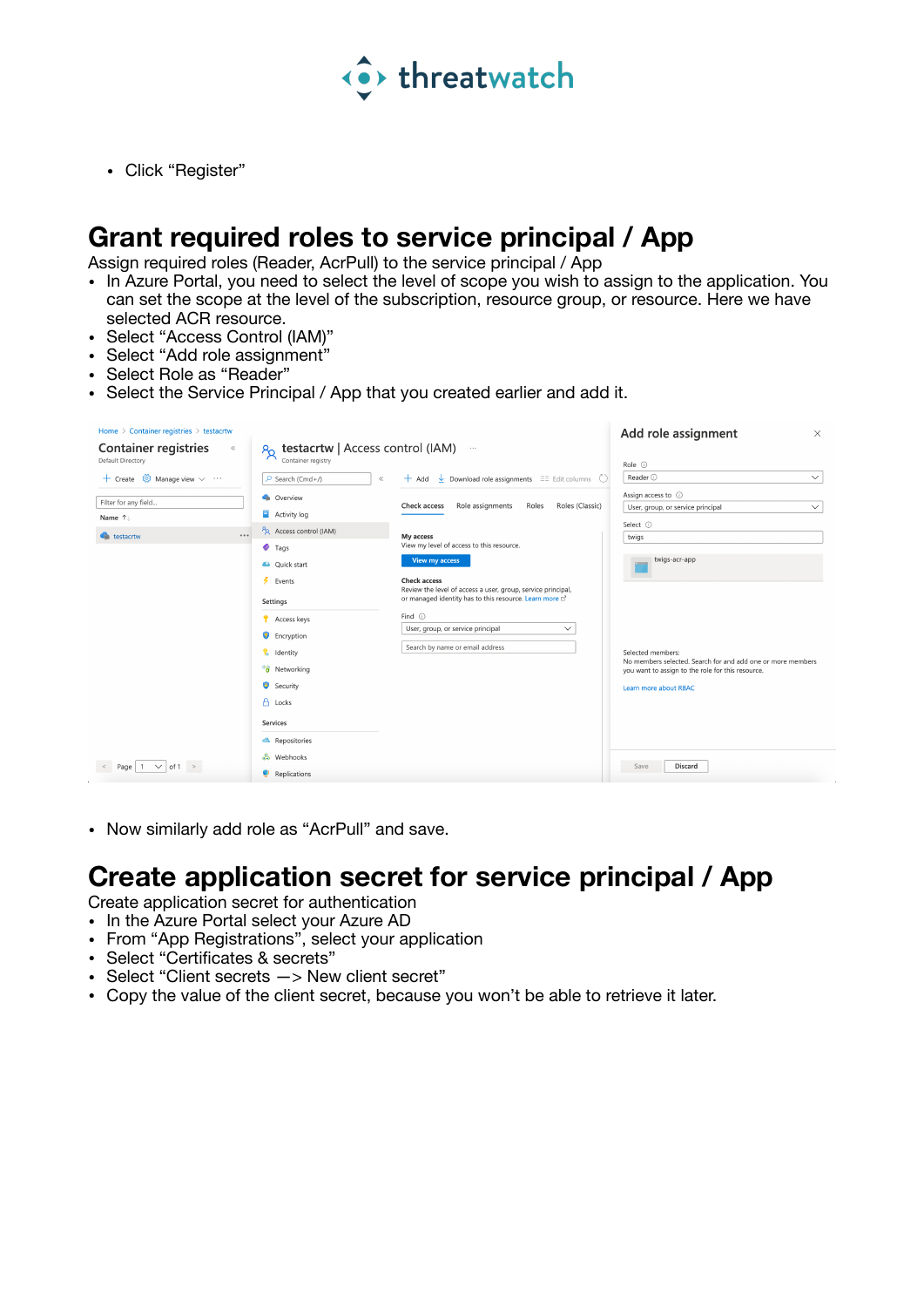- Click “Register”

# Grant required roles to service principal / App

Assign required roles (Reader, AcrPull) to the service principal / App

- In Azure Portal, you need to select the level of scope you wish to assign to the application. You can set the scope at the level of the subscription, resource group, or resource. Here we have selected ACR resource.
- Select “Access Control (IAM)”
- Select “Add role assignment”
- Select Role as “Reader”
- Select the Service Principal / App that you created earlier and add it.

- Now similarly add role as “AcrPull” and save.

# Create application secret for service principal / App

Create application secret for authentication

- In the Azure Portal select your Azure AD
- From “App Registrations”, select your application
- Select “Certificates & secrets”
- Select “Client secrets —> New client secret”
- Copy the value of the client secret, because you won’t be able to retrieve it later.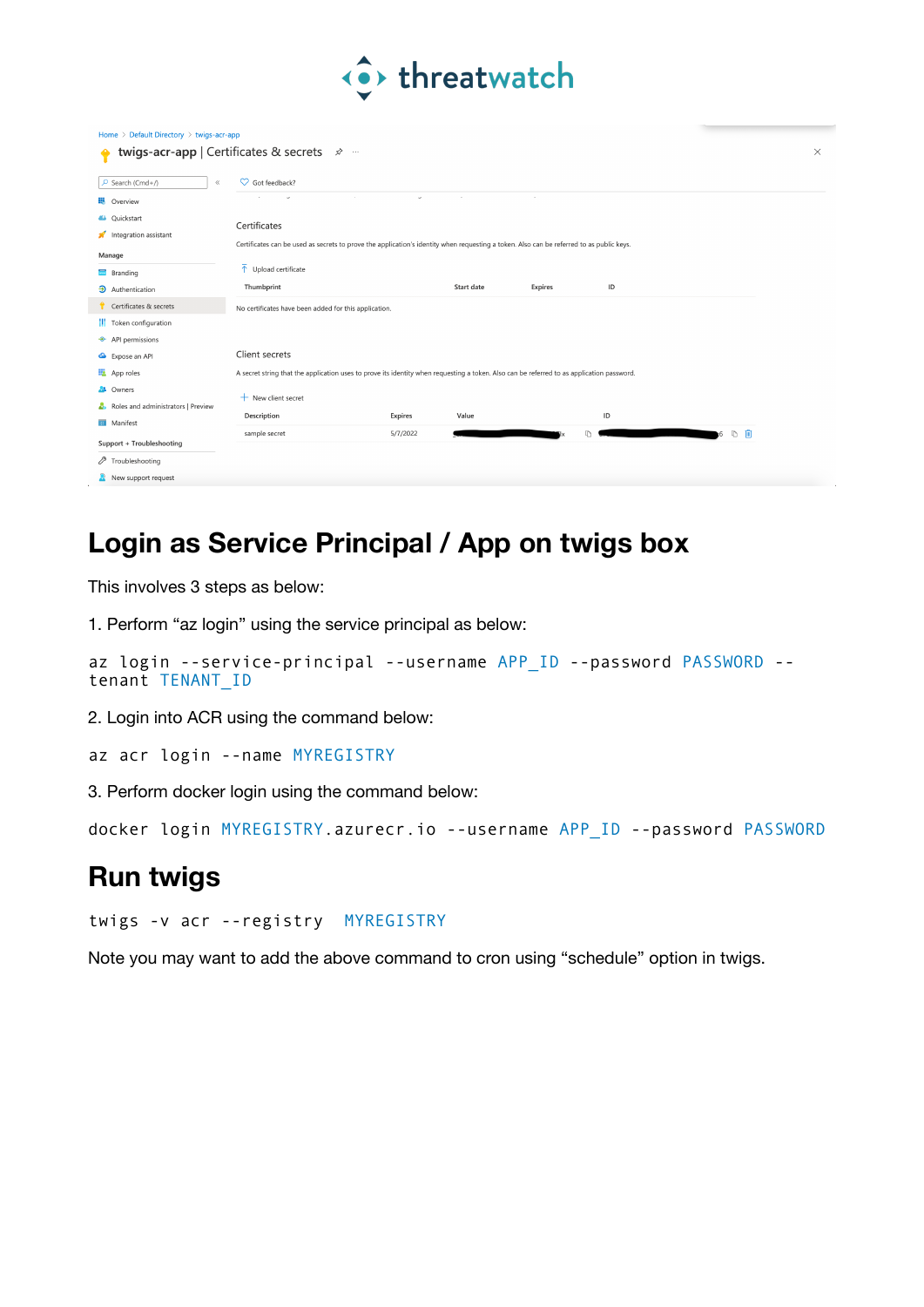## Login as Service Principal / App on twigs box

This involves 3 steps as below:

1. Perform “az login” using the service principal as below:

```
az login --service-principal --username APP_ID --password PASSWORD --
tenant TENANT_ID
```

2. Login into ACR using the command below:

```
az acr login --name MYREGISTRY
```

3. Perform docker login using the command below:

```
docker login MYREGISTRY.azurecr.io --username APP_ID --password PASSWORD
```

## Run twigs

```
twigs -v acr --registry  MYREGISTRY
```

Note you may want to add the above command to cron using “schedule” option in twigs.